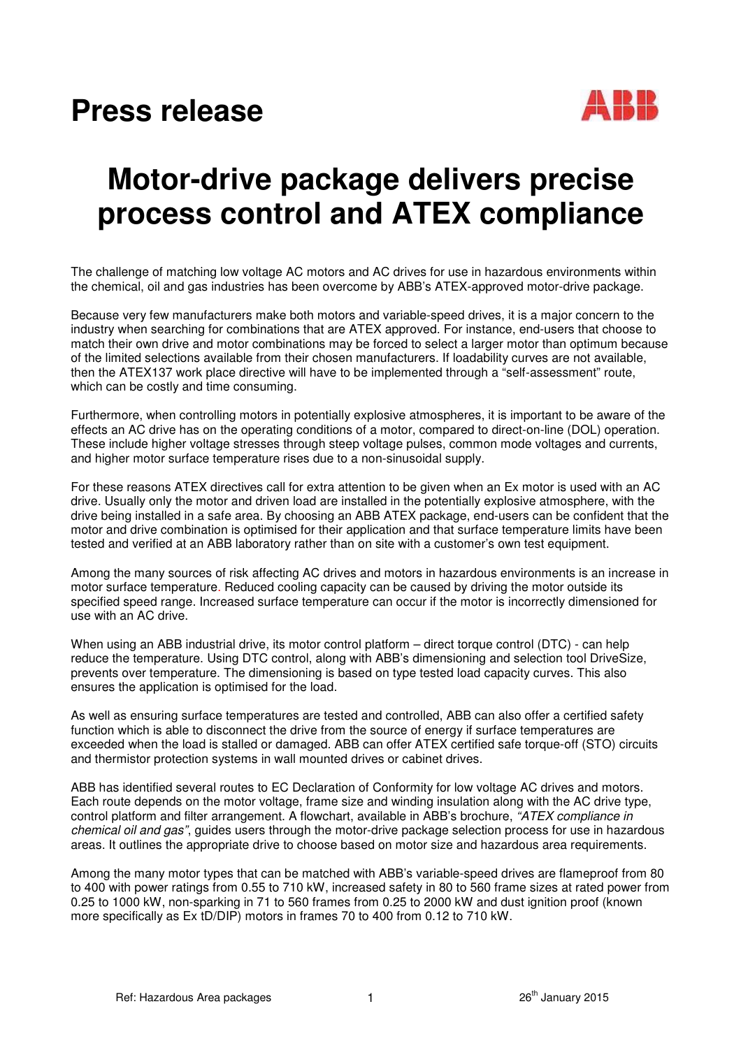# Press release

ABB

## Motor-drive package delivers precise process control and ATEX compliance

The challenge of matching low voltage AC motors and AC drives for use in hazardous environments within the chemical, oil and gas industries has been overcome by ABB's ATEX-approved motor-drive package.

Because very few manufacturers make both motors and variable-speed drives, it is a major concern to the industry when searching for combinations that are ATEX approved. For instance, end-users that choose to match their own drive and motor combinations may be forced to select a larger motor than optimum because of the limited selections available from their chosen manufacturers. If loadability curves are not available, then the ATEX137 work place directive will have to be implemented through a "self-assessment" route, which can be costly and time consuming.

Furthermore, when controlling motors in potentially explosive atmospheres, it is important to be aware of the effects an AC drive has on the operating conditions of a motor, compared to direct-on-line (DOL) operation. These include higher voltage stresses through steep voltage pulses, common mode voltages and currents, and higher motor surface temperature rises due to a non-sinusoidal supply.

For these reasons ATEX directives call for extra attention to be given when an Ex motor is used with an AC drive. Usually only the motor and driven load are installed in the potentially explosive atmosphere, with the drive being installed in a safe area. By choosing an ABB ATEX package, end-users can be confident that the motor and drive combination is optimised for their application and that surface temperature limits have been tested and verified at an ABB laboratory rather than on site with a customer's own test equipment.

Among the many sources of risk affecting AC drives and motors in hazardous environments is an increase in motor surface temperature. Reduced cooling capacity can be caused by driving the motor outside its specified speed range. Increased surface temperature can occur if the motor is incorrectly dimensioned for use with an AC drive.

When using an ABB industrial drive, its motor control platform – direct torque control (DTC) - can help reduce the temperature. Using DTC control, along with ABB's dimensioning and selection tool DriveSize, prevents over temperature. The dimensioning is based on type tested load capacity curves. This also ensures the application is optimised for the load.

As well as ensuring surface temperatures are tested and controlled, ABB can also offer a certified safety function which is able to disconnect the drive from the source of energy if surface temperatures are exceeded when the load is stalled or damaged. ABB can offer ATEX certified safe torque-off (STO) circuits and thermistor protection systems in wall mounted drives or cabinet drives.

ABB has identified several routes to EC Declaration of Conformity for low voltage AC drives and motors. Each route depends on the motor voltage, frame size and winding insulation along with the AC drive type, control platform and filter arrangement. A flowchart, available in ABB's brochure, *"ATEX compliance in chemical oil and gas"*, guides users through the motor-drive package selection process for use in hazardous areas. It outlines the appropriate drive to choose based on motor size and hazardous area requirements.

Among the many motor types that can be matched with ABB's variable-speed drives are flameproof from 80 to 400 with power ratings from 0.55 to 710 kW, increased safety in 80 to 560 frame sizes at rated power from 0.25 to 1000 kW, non-sparking in 71 to 560 frames from 0.25 to 2000 kW and dust ignition proof (known more specifically as Ex tD/DIP) motors in frames 70 to 400 from 0.12 to 710 kW.

Ref: Hazardous Area packages — 26th January 2015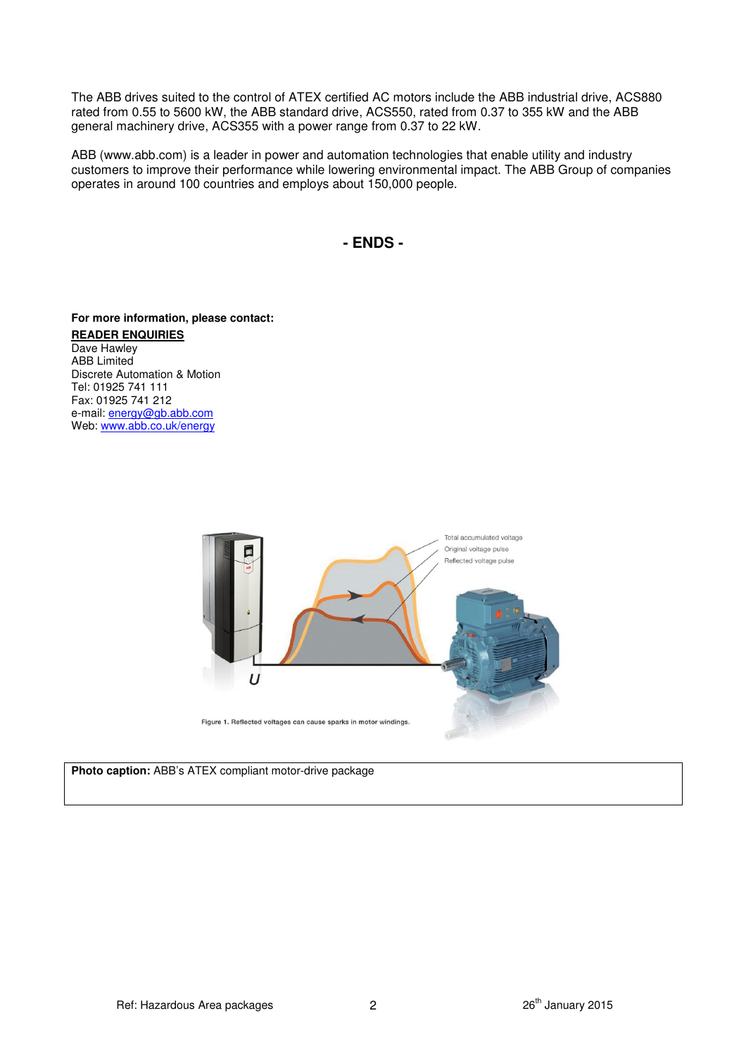The ABB drives suited to the control of ATEX certified AC motors include the ABB industrial drive, ACS880 rated from 0.55 to 5600 kW, the ABB standard drive, ACS550, rated from 0.37 to 355 kW and the ABB general machinery drive, ACS355 with a power range from 0.37 to 22 kW.

ABB (www.abb.com) is a leader in power and automation technologies that enable utility and industry customers to improve their performance while lowering environmental impact. The ABB Group of companies operates in around 100 countries and employs about 150,000 people.

**- ENDS -**

**For more information, please contact:**

**READER ENQUIRIES**
Dave Hawley
ABB Limited
Discrete Automation & Motion
Tel: 01925 741 111
Fax: 01925 741 212
e-mail: energy@gb.abb.com
Web: www.abb.co.uk/energy

Total accumulated voltage
Original voltage pulse
Reflected voltage pulse
U

Figure 1. Reflected voltages can cause sparks in motor windings.

**Photo caption:** ABB's ATEX compliant motor-drive package